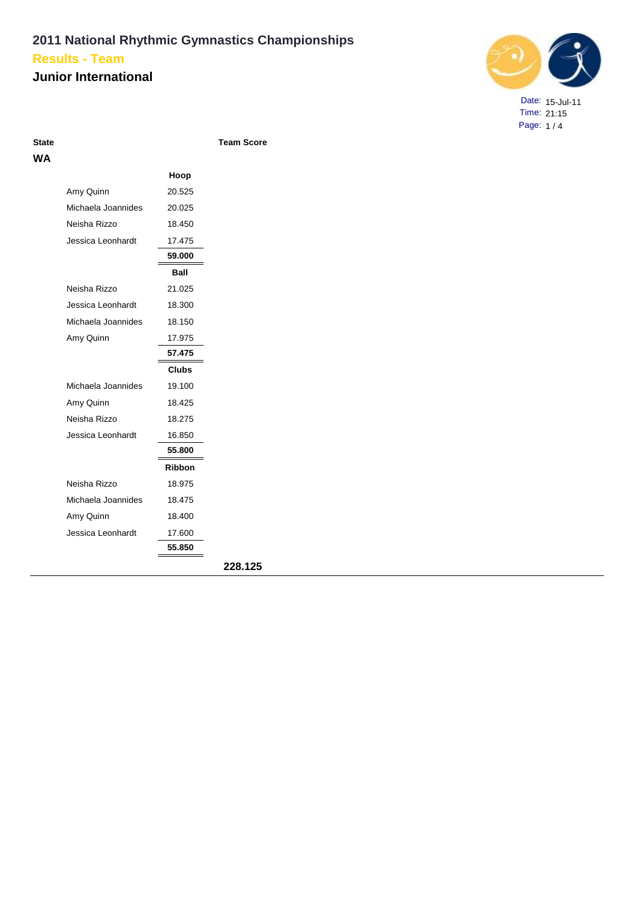# 2011 National Rhythmic Gymnastics Championships

## Results - Team

## Junior International

Date: 15-Jul-11
Time: 21:15

| State | | | Team Score |
|---|---|---|---|
| **WA** | | | |
| | | **Hoop** | |
| | Amy Quinn | 20.525 | |
| | Michaela Joannides | 20.025 | |
| | Neisha Rizzo | 18.450 | |
| | Jessica Leonhardt | 17.475 | |
| | | **59.000** | |
| | | **Ball** | |
| | Neisha Rizzo | 21.025 | |
| | Jessica Leonhardt | 18.300 | |
| | Michaela Joannides | 18.150 | |
| | Amy Quinn | 17.975 | |
| | | **57.475** | |
| | | **Clubs** | |
| | Michaela Joannides | 19.100 | |
| | Amy Quinn | 18.425 | |
| | Neisha Rizzo | 18.275 | |
| | Jessica Leonhardt | 16.850 | |
| | | **55.800** | |
| | | **Ribbon** | |
| | Neisha Rizzo | 18.975 | |
| | Michaela Joannides | 18.475 | |
| | Amy Quinn | 18.400 | |
| | Jessica Leonhardt | 17.600 | |
| | | **55.850** | |
| | | | **228.125** |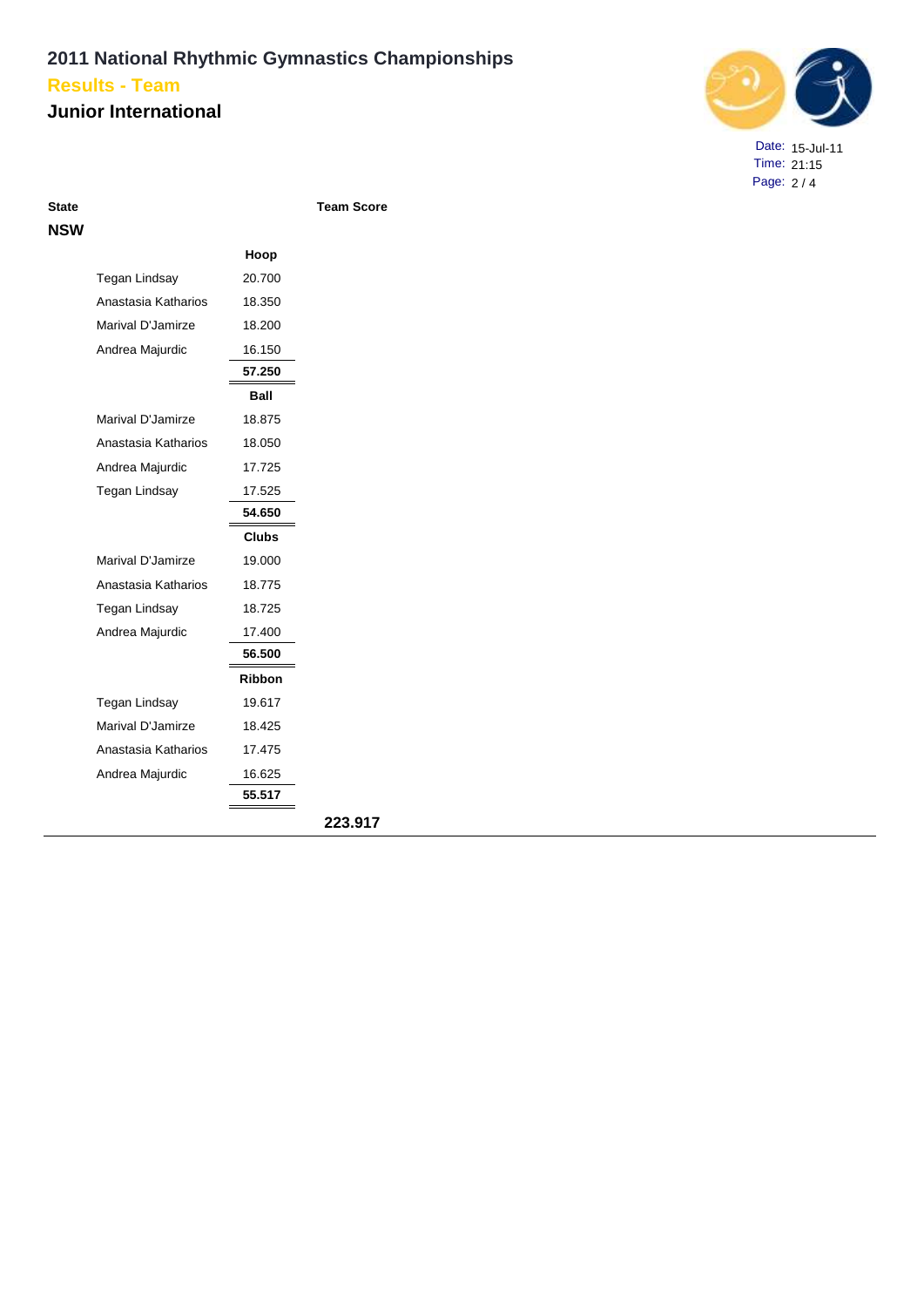# 2011 National Rhythmic Gymnastics Championships

## Results - Team

## Junior International

Date: 15-Jul-11
Time: 21:15

| State | | | Team Score |
|---|---|---|---|
| **NSW** | | | |
| | | **Hoop** | |
| | Tegan Lindsay | 20.700 | |
| | Anastasia Katharios | 18.350 | |
| | Marival D'Jamirze | 18.200 | |
| | Andrea Majurdic | 16.150 | |
| | | **57.250** | |
| | | **Ball** | |
| | Marival D'Jamirze | 18.875 | |
| | Anastasia Katharios | 18.050 | |
| | Andrea Majurdic | 17.725 | |
| | Tegan Lindsay | 17.525 | |
| | | **54.650** | |
| | | **Clubs** | |
| | Marival D'Jamirze | 19.000 | |
| | Anastasia Katharios | 18.775 | |
| | Tegan Lindsay | 18.725 | |
| | Andrea Majurdic | 17.400 | |
| | | **56.500** | |
| | | **Ribbon** | |
| | Tegan Lindsay | 19.617 | |
| | Marival D'Jamirze | 18.425 | |
| | Anastasia Katharios | 17.475 | |
| | Andrea Majurdic | 16.625 | |
| | | **55.517** | |
| | | | **223.917** |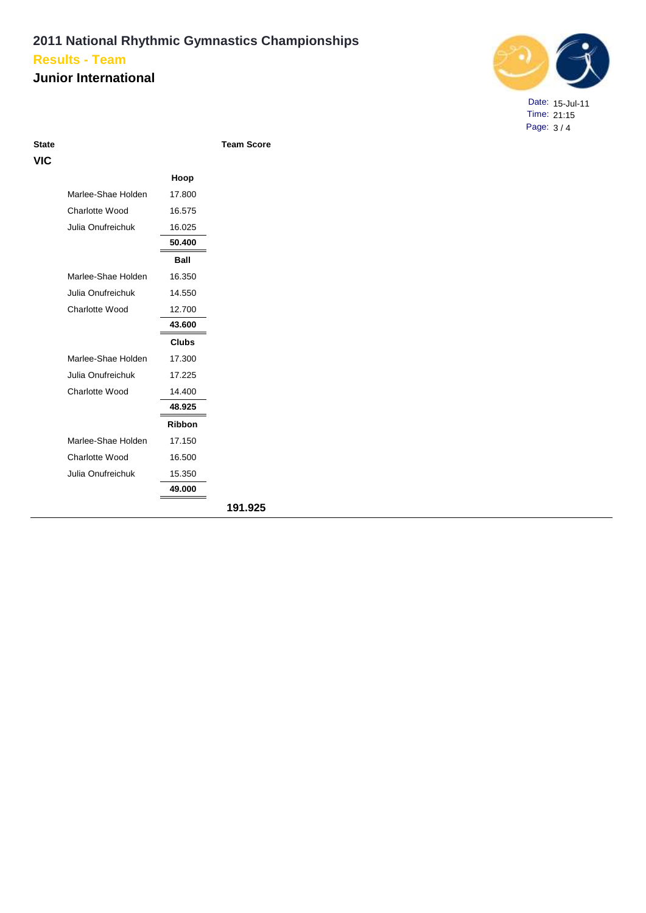# 2011 National Rhythmic Gymnastics Championships

## Results - Team

## Junior International

Date: 15-Jul-11
Time: 21:15

| State | | | Team Score |
|---|---|---|---|
| **VIC** | | | |
| | | **Hoop** | |
| | Marlee-Shae Holden | 17.800 | |
| | Charlotte Wood | 16.575 | |
| | Julia Onufreichuk | 16.025 | |
| | | **50.400** | |
| | | **Ball** | |
| | Marlee-Shae Holden | 16.350 | |
| | Julia Onufreichuk | 14.550 | |
| | Charlotte Wood | 12.700 | |
| | | **43.600** | |
| | | **Clubs** | |
| | Marlee-Shae Holden | 17.300 | |
| | Julia Onufreichuk | 17.225 | |
| | Charlotte Wood | 14.400 | |
| | | **48.925** | |
| | | **Ribbon** | |
| | Marlee-Shae Holden | 17.150 | |
| | Charlotte Wood | 16.500 | |
| | Julia Onufreichuk | 15.350 | |
| | | **49.000** | |
| | | | **191.925** |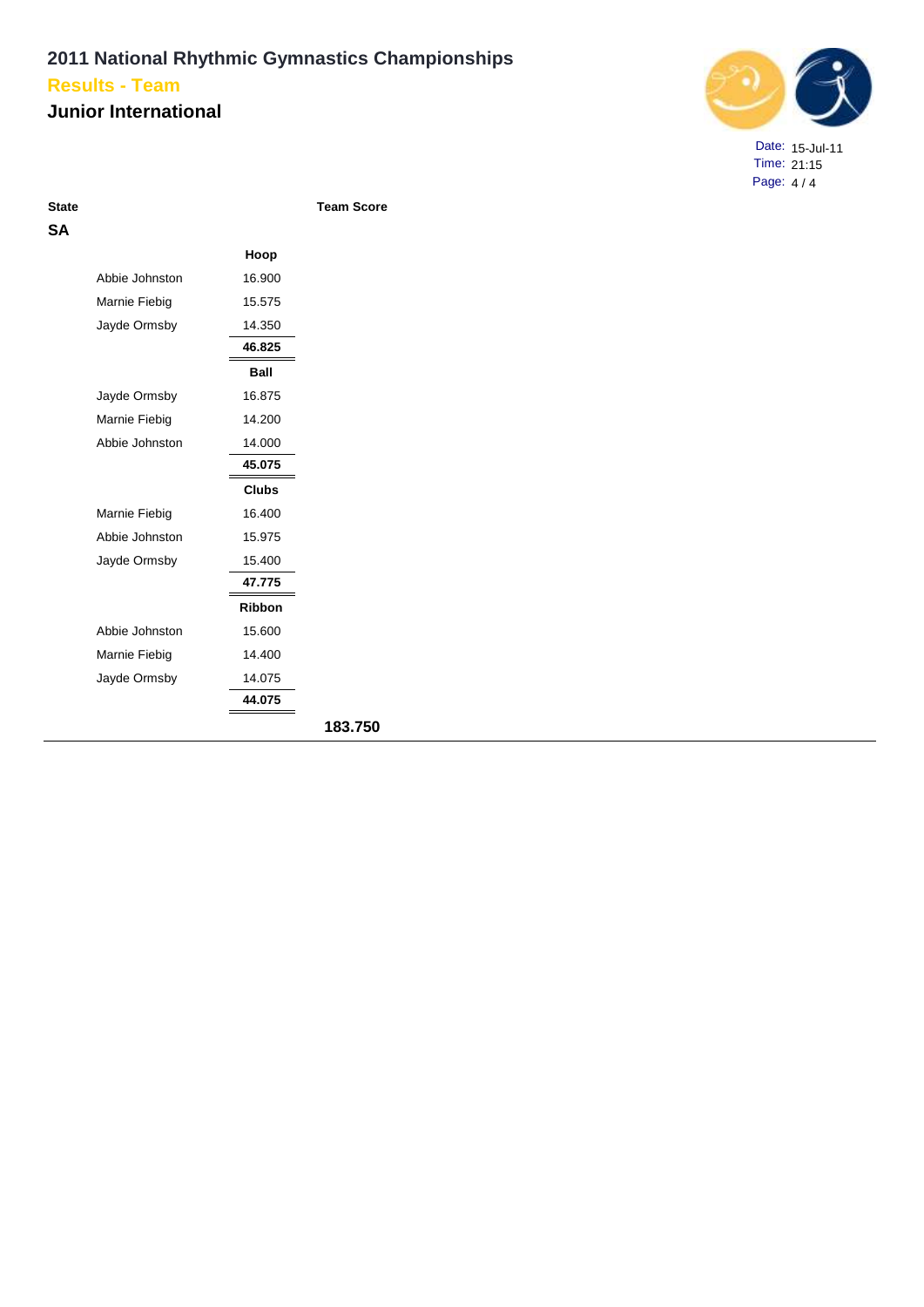# 2011 National Rhythmic Gymnastics Championships

## Results - Team

## Junior International

Date: 15-Jul-11
Time: 21:15

| State | | | Team Score |
|---|---|---|---|
| **SA** | | | |
| | | **Hoop** | |
| | Abbie Johnston | 16.900 | |
| | Marnie Fiebig | 15.575 | |
| | Jayde Ormsby | 14.350 | |
| | | **46.825** | |
| | | **Ball** | |
| | Jayde Ormsby | 16.875 | |
| | Marnie Fiebig | 14.200 | |
| | Abbie Johnston | 14.000 | |
| | | **45.075** | |
| | | **Clubs** | |
| | Marnie Fiebig | 16.400 | |
| | Abbie Johnston | 15.975 | |
| | Jayde Ormsby | 15.400 | |
| | | **47.775** | |
| | | **Ribbon** | |
| | Abbie Johnston | 15.600 | |
| | Marnie Fiebig | 14.400 | |
| | Jayde Ormsby | 14.075 | |
| | | **44.075** | |
| | | | **183.750** |